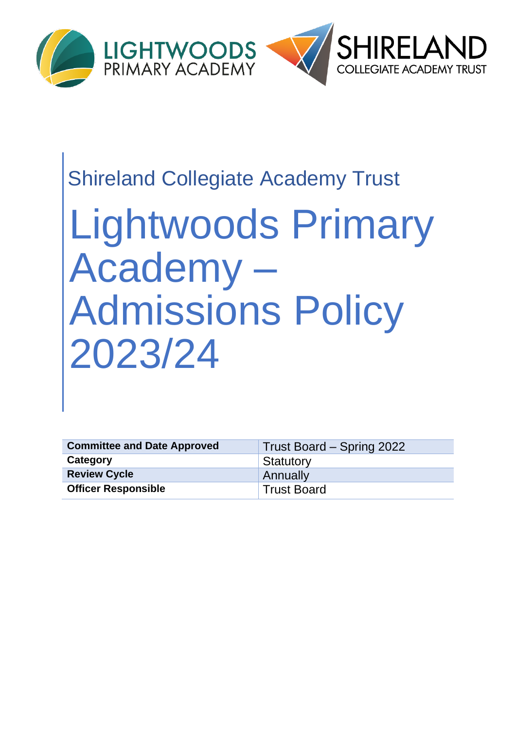LIGHTWOODS PRIMARY ACADEMY

SHIRELAND COLLEGIATE ACADEMY TRUST

Shireland Collegiate Academy Trust

# Lightwoods Primary Academy – Admissions Policy 2023/24

| **Committee and Date Approved** | Trust Board – Spring 2022 |
|---|---|
| **Category** | Statutory |
| **Review Cycle** | Annually |
| **Officer Responsible** | Trust Board |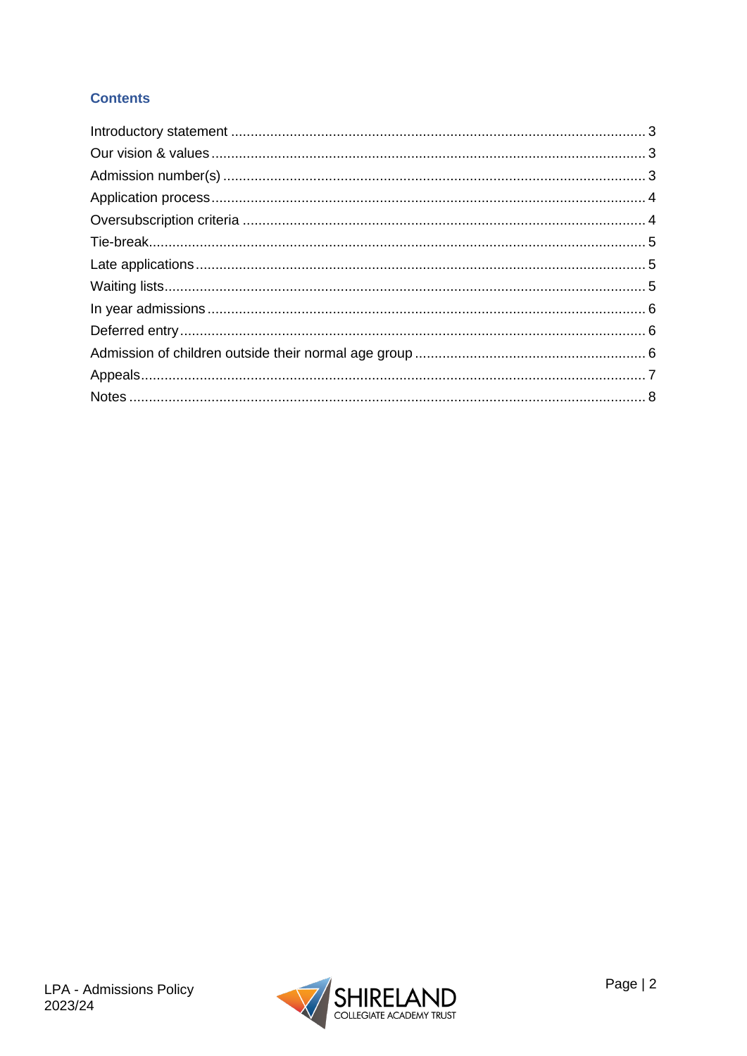## Contents

- Introductory statement ........................................ 3
- Our vision & values ........................................ 3
- Admission number(s) ........................................ 3
- Application process ........................................ 4
- Oversubscription criteria ........................................ 4
- Tie-break ........................................ 5
- Late applications ........................................ 5
- Waiting lists ........................................ 5
- In year admissions ........................................ 6
- Deferred entry ........................................ 6
- Admission of children outside their normal age group ........................................ 6
- Appeals ........................................ 7
- Notes ........................................ 8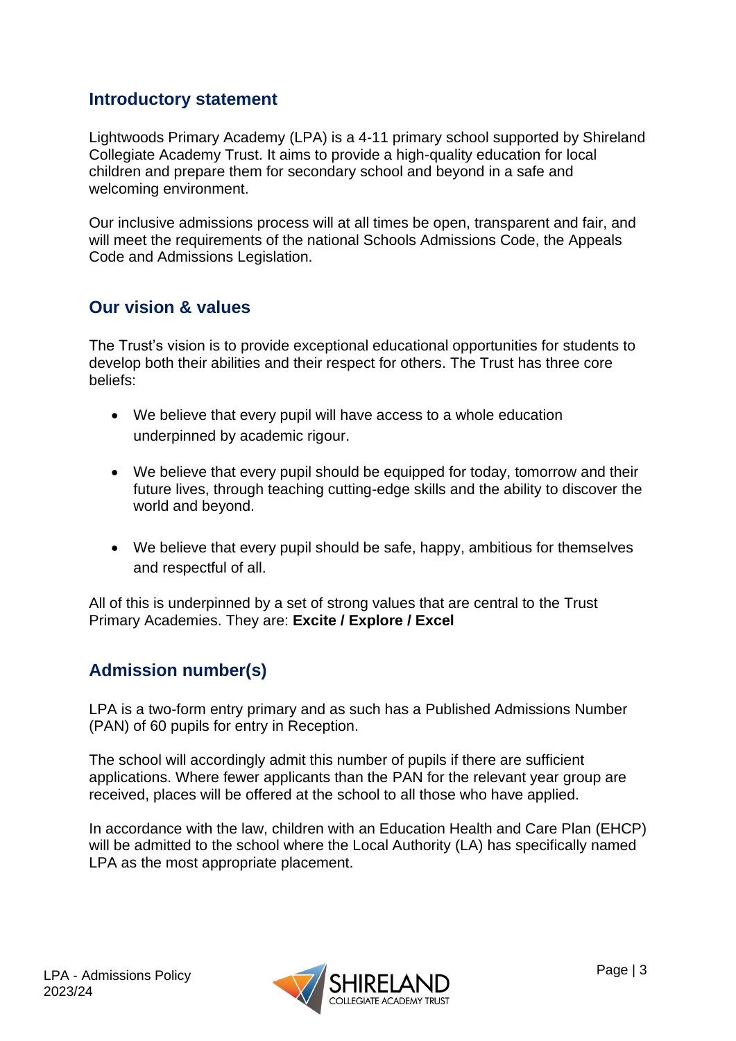## Introductory statement

Lightwoods Primary Academy (LPA) is a 4-11 primary school supported by Shireland Collegiate Academy Trust. It aims to provide a high-quality education for local children and prepare them for secondary school and beyond in a safe and welcoming environment.

Our inclusive admissions process will at all times be open, transparent and fair, and will meet the requirements of the national Schools Admissions Code, the Appeals Code and Admissions Legislation.

## Our vision & values

The Trust's vision is to provide exceptional educational opportunities for students to develop both their abilities and their respect for others. The Trust has three core beliefs:

- We believe that every pupil will have access to a whole education underpinned by academic rigour.
- We believe that every pupil should be equipped for today, tomorrow and their future lives, through teaching cutting-edge skills and the ability to discover the world and beyond.
- We believe that every pupil should be safe, happy, ambitious for themselves and respectful of all.

All of this is underpinned by a set of strong values that are central to the Trust Primary Academies. They are: **Excite / Explore / Excel**

## Admission number(s)

LPA is a two-form entry primary and as such has a Published Admissions Number (PAN) of 60 pupils for entry in Reception.

The school will accordingly admit this number of pupils if there are sufficient applications. Where fewer applicants than the PAN for the relevant year group are received, places will be offered at the school to all those who have applied.

In accordance with the law, children with an Education Health and Care Plan (EHCP) will be admitted to the school where the Local Authority (LA) has specifically named LPA as the most appropriate placement.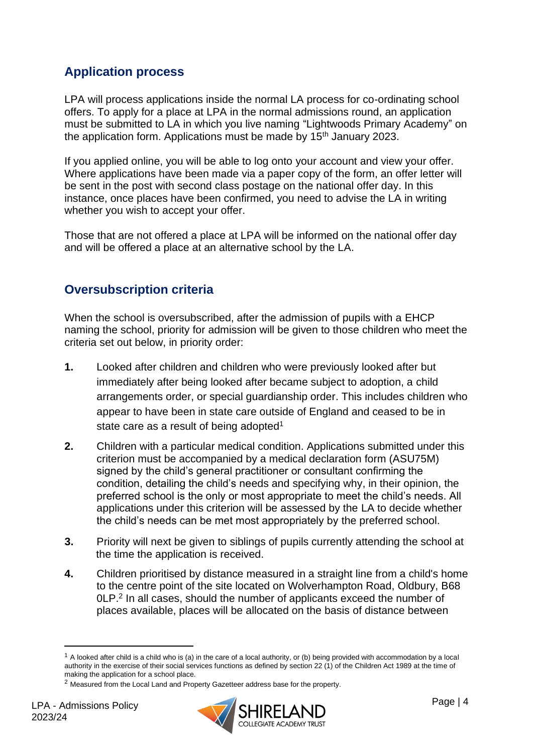## Application process

LPA will process applications inside the normal LA process for co-ordinating school offers. To apply for a place at LPA in the normal admissions round, an application must be submitted to LA in which you live naming "Lightwoods Primary Academy" on the application form. Applications must be made by 15th January 2023.

If you applied online, you will be able to log onto your account and view your offer. Where applications have been made via a paper copy of the form, an offer letter will be sent in the post with second class postage on the national offer day. In this instance, once places have been confirmed, you need to advise the LA in writing whether you wish to accept your offer.

Those that are not offered a place at LPA will be informed on the national offer day and will be offered a place at an alternative school by the LA.

## Oversubscription criteria

When the school is oversubscribed, after the admission of pupils with a EHCP naming the school, priority for admission will be given to those children who meet the criteria set out below, in priority order:

1. Looked after children and children who were previously looked after but immediately after being looked after became subject to adoption, a child arrangements order, or special guardianship order. This includes children who appear to have been in state care outside of England and ceased to be in state care as a result of being adopted[1]
2. Children with a particular medical condition. Applications submitted under this criterion must be accompanied by a medical declaration form (ASU75M) signed by the child's general practitioner or consultant confirming the condition, detailing the child's needs and specifying why, in their opinion, the preferred school is the only or most appropriate to meet the child's needs. All applications under this criterion will be assessed by the LA to decide whether the child's needs can be met most appropriately by the preferred school.
3. Priority will next be given to siblings of pupils currently attending the school at the time the application is received.
4. Children prioritised by distance measured in a straight line from a child's home to the centre point of the site located on Wolverhampton Road, Oldbury, B68 0LP.[2] In all cases, should the number of applicants exceed the number of places available, places will be allocated on the basis of distance between

[1] A looked after child is a child who is (a) in the care of a local authority, or (b) being provided with accommodation by a local authority in the exercise of their social services functions as defined by section 22 (1) of the Children Act 1989 at the time of making the application for a school place.

[2] Measured from the Local Land and Property Gazetteer address base for the property.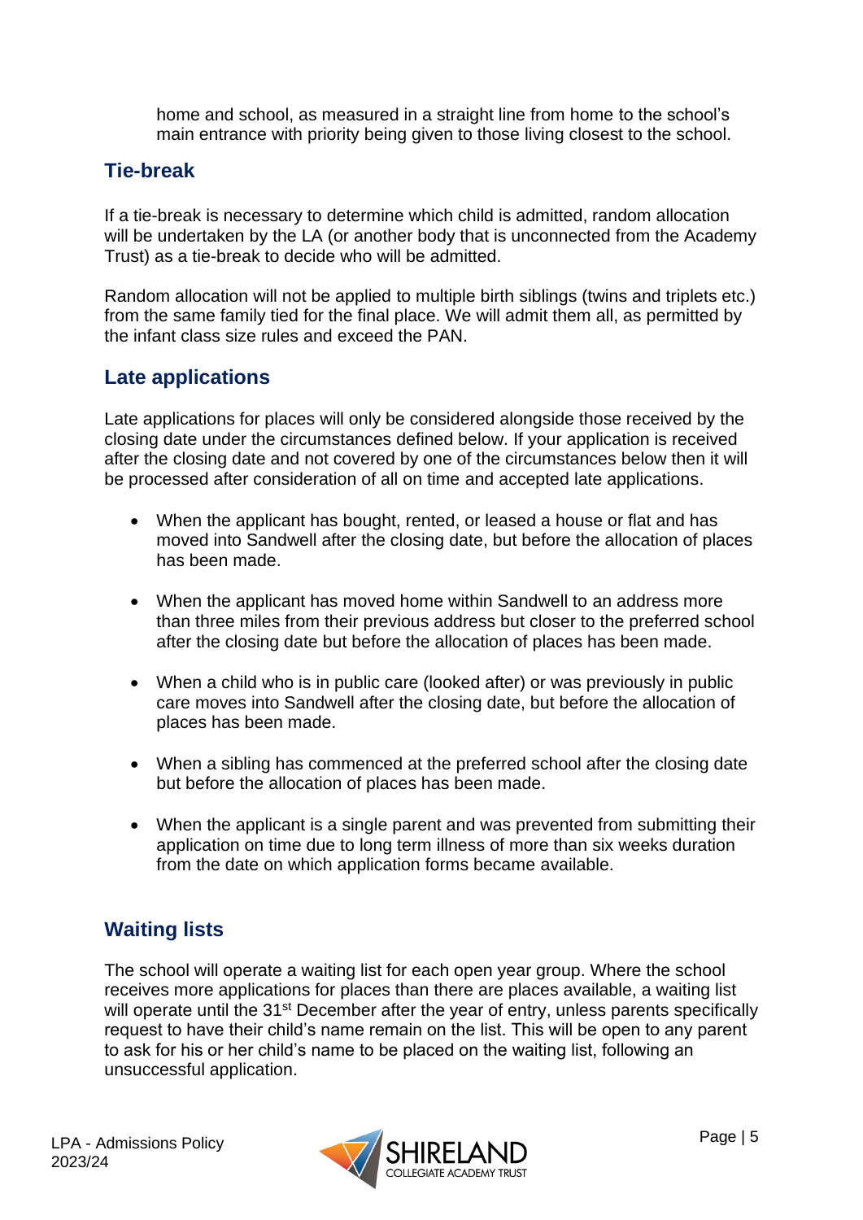home and school, as measured in a straight line from home to the school's main entrance with priority being given to those living closest to the school.

## Tie-break

If a tie-break is necessary to determine which child is admitted, random allocation will be undertaken by the LA (or another body that is unconnected from the Academy Trust) as a tie-break to decide who will be admitted.

Random allocation will not be applied to multiple birth siblings (twins and triplets etc.) from the same family tied for the final place. We will admit them all, as permitted by the infant class size rules and exceed the PAN.

## Late applications

Late applications for places will only be considered alongside those received by the closing date under the circumstances defined below. If your application is received after the closing date and not covered by one of the circumstances below then it will be processed after consideration of all on time and accepted late applications.

- When the applicant has bought, rented, or leased a house or flat and has moved into Sandwell after the closing date, but before the allocation of places has been made.
- When the applicant has moved home within Sandwell to an address more than three miles from their previous address but closer to the preferred school after the closing date but before the allocation of places has been made.
- When a child who is in public care (looked after) or was previously in public care moves into Sandwell after the closing date, but before the allocation of places has been made.
- When a sibling has commenced at the preferred school after the closing date but before the allocation of places has been made.
- When the applicant is a single parent and was prevented from submitting their application on time due to long term illness of more than six weeks duration from the date on which application forms became available.

## Waiting lists

The school will operate a waiting list for each open year group. Where the school receives more applications for places than there are places available, a waiting list will operate until the 31st December after the year of entry, unless parents specifically request to have their child's name remain on the list. This will be open to any parent to ask for his or her child's name to be placed on the waiting list, following an unsuccessful application.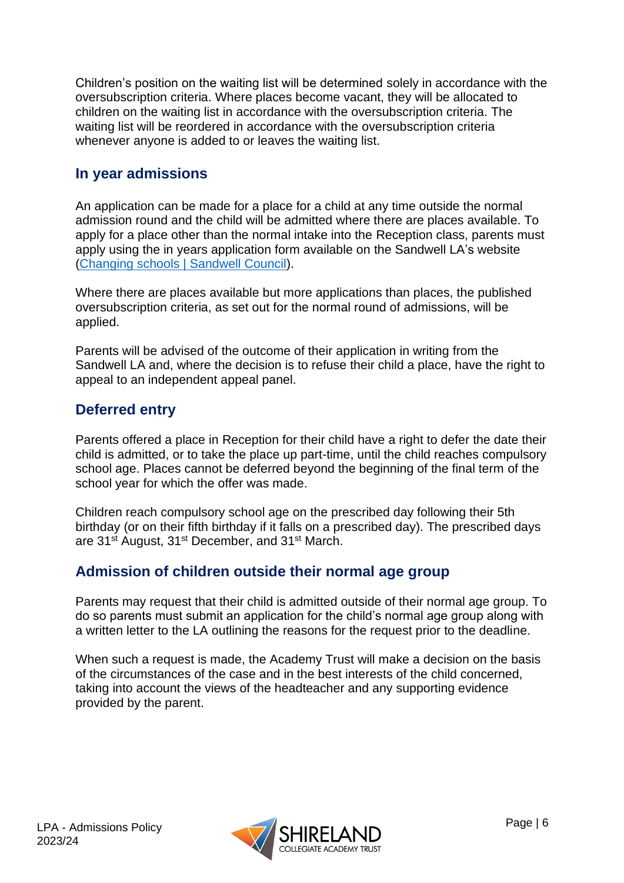Children's position on the waiting list will be determined solely in accordance with the oversubscription criteria. Where places become vacant, they will be allocated to children on the waiting list in accordance with the oversubscription criteria. The waiting list will be reordered in accordance with the oversubscription criteria whenever anyone is added to or leaves the waiting list.

## In year admissions

An application can be made for a place for a child at any time outside the normal admission round and the child will be admitted where there are places available. To apply for a place other than the normal intake into the Reception class, parents must apply using the in years application form available on the Sandwell LA's website (Changing schools | Sandwell Council).

Where there are places available but more applications than places, the published oversubscription criteria, as set out for the normal round of admissions, will be applied.

Parents will be advised of the outcome of their application in writing from the Sandwell LA and, where the decision is to refuse their child a place, have the right to appeal to an independent appeal panel.

## Deferred entry

Parents offered a place in Reception for their child have a right to defer the date their child is admitted, or to take the place up part-time, until the child reaches compulsory school age. Places cannot be deferred beyond the beginning of the final term of the school year for which the offer was made.

Children reach compulsory school age on the prescribed day following their 5th birthday (or on their fifth birthday if it falls on a prescribed day). The prescribed days are 31st August, 31st December, and 31st March.

## Admission of children outside their normal age group

Parents may request that their child is admitted outside of their normal age group. To do so parents must submit an application for the child's normal age group along with a written letter to the LA outlining the reasons for the request prior to the deadline.

When such a request is made, the Academy Trust will make a decision on the basis of the circumstances of the case and in the best interests of the child concerned, taking into account the views of the headteacher and any supporting evidence provided by the parent.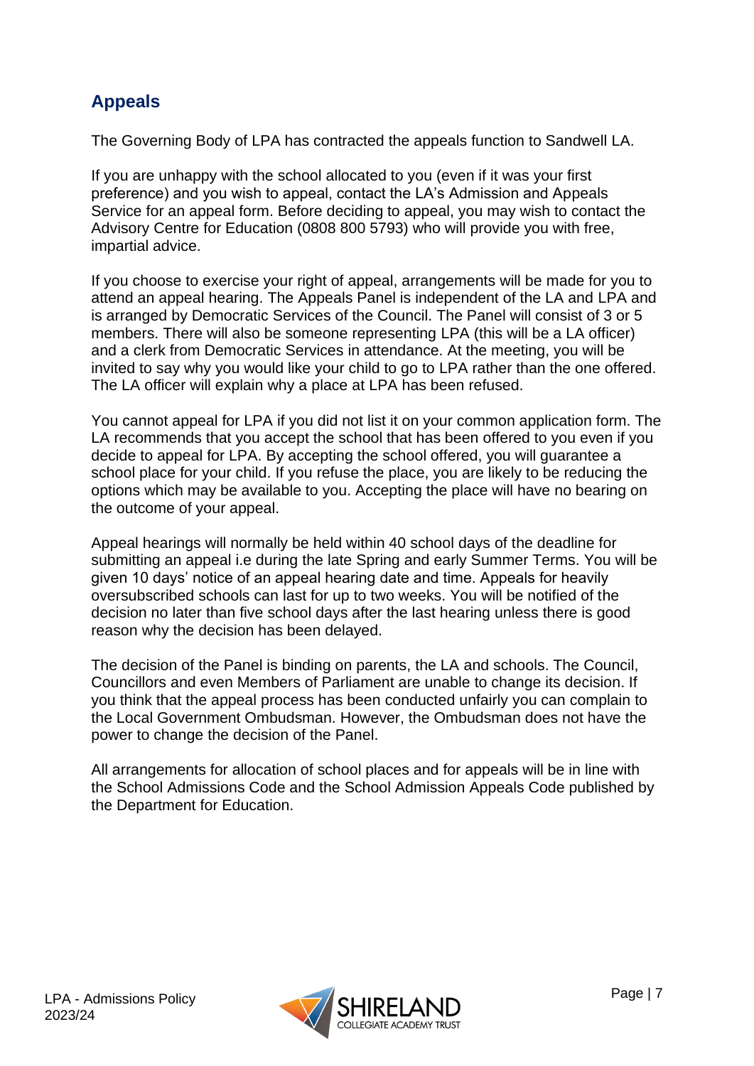## Appeals

The Governing Body of LPA has contracted the appeals function to Sandwell LA.

If you are unhappy with the school allocated to you (even if it was your first preference) and you wish to appeal, contact the LA's Admission and Appeals Service for an appeal form. Before deciding to appeal, you may wish to contact the Advisory Centre for Education (0808 800 5793) who will provide you with free, impartial advice.

If you choose to exercise your right of appeal, arrangements will be made for you to attend an appeal hearing. The Appeals Panel is independent of the LA and LPA and is arranged by Democratic Services of the Council. The Panel will consist of 3 or 5 members. There will also be someone representing LPA (this will be a LA officer) and a clerk from Democratic Services in attendance. At the meeting, you will be invited to say why you would like your child to go to LPA rather than the one offered. The LA officer will explain why a place at LPA has been refused.

You cannot appeal for LPA if you did not list it on your common application form. The LA recommends that you accept the school that has been offered to you even if you decide to appeal for LPA. By accepting the school offered, you will guarantee a school place for your child. If you refuse the place, you are likely to be reducing the options which may be available to you. Accepting the place will have no bearing on the outcome of your appeal.

Appeal hearings will normally be held within 40 school days of the deadline for submitting an appeal i.e during the late Spring and early Summer Terms. You will be given 10 days' notice of an appeal hearing date and time. Appeals for heavily oversubscribed schools can last for up to two weeks. You will be notified of the decision no later than five school days after the last hearing unless there is good reason why the decision has been delayed.

The decision of the Panel is binding on parents, the LA and schools. The Council, Councillors and even Members of Parliament are unable to change its decision. If you think that the appeal process has been conducted unfairly you can complain to the Local Government Ombudsman. However, the Ombudsman does not have the power to change the decision of the Panel.

All arrangements for allocation of school places and for appeals will be in line with the School Admissions Code and the School Admission Appeals Code published by the Department for Education.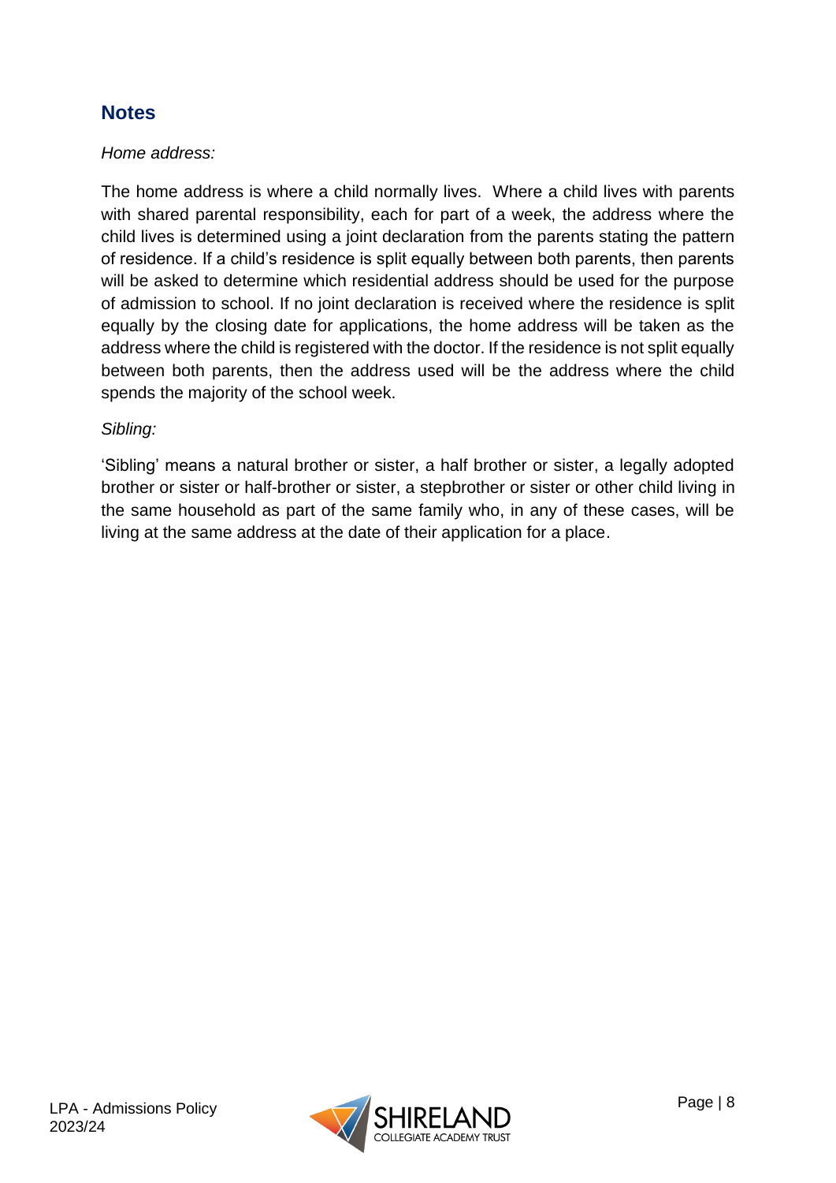## Notes

*Home address:*

The home address is where a child normally lives. Where a child lives with parents with shared parental responsibility, each for part of a week, the address where the child lives is determined using a joint declaration from the parents stating the pattern of residence. If a child's residence is split equally between both parents, then parents will be asked to determine which residential address should be used for the purpose of admission to school. If no joint declaration is received where the residence is split equally by the closing date for applications, the home address will be taken as the address where the child is registered with the doctor. If the residence is not split equally between both parents, then the address used will be the address where the child spends the majority of the school week.

*Sibling:*

'Sibling' means a natural brother or sister, a half brother or sister, a legally adopted brother or sister or half-brother or sister, a stepbrother or sister or other child living in the same household as part of the same family who, in any of these cases, will be living at the same address at the date of their application for a place.